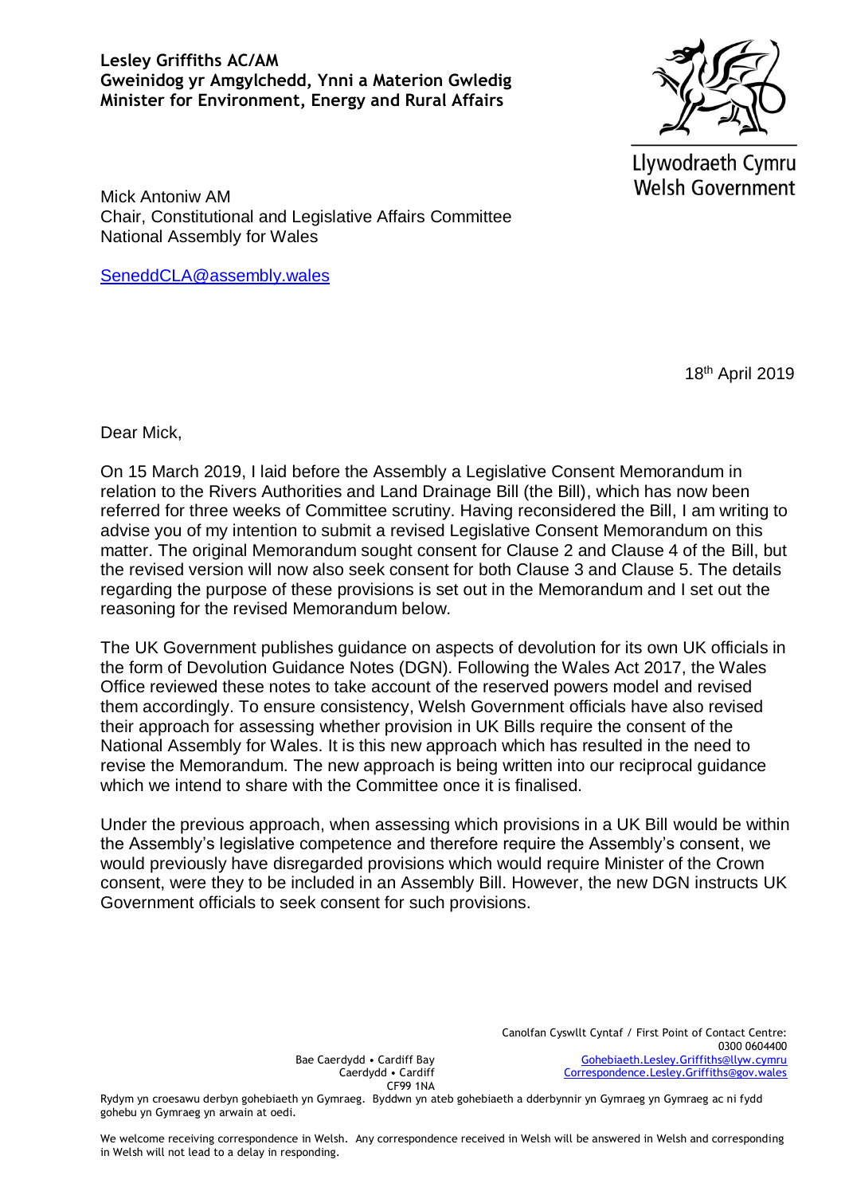**Lesley Griffiths AC/AM**
**Gweinidog yr Amgylchedd, Ynni a Materion Gwledig**
**Minister for Environment, Energy and Rural Affairs**

Llywodraeth Cymru
Welsh Government

Mick Antoniw AM
Chair, Constitutional and Legislative Affairs Committee
National Assembly for Wales

SeneddCLA@assembly.wales

18th April 2019

Dear Mick,

On 15 March 2019, I laid before the Assembly a Legislative Consent Memorandum in relation to the Rivers Authorities and Land Drainage Bill (the Bill), which has now been referred for three weeks of Committee scrutiny. Having reconsidered the Bill, I am writing to advise you of my intention to submit a revised Legislative Consent Memorandum on this matter. The original Memorandum sought consent for Clause 2 and Clause 4 of the Bill, but the revised version will now also seek consent for both Clause 3 and Clause 5. The details regarding the purpose of these provisions is set out in the Memorandum and I set out the reasoning for the revised Memorandum below.

The UK Government publishes guidance on aspects of devolution for its own UK officials in the form of Devolution Guidance Notes (DGN). Following the Wales Act 2017, the Wales Office reviewed these notes to take account of the reserved powers model and revised them accordingly. To ensure consistency, Welsh Government officials have also revised their approach for assessing whether provision in UK Bills require the consent of the National Assembly for Wales. It is this new approach which has resulted in the need to revise the Memorandum. The new approach is being written into our reciprocal guidance which we intend to share with the Committee once it is finalised.

Under the previous approach, when assessing which provisions in a UK Bill would be within the Assembly's legislative competence and therefore require the Assembly's consent, we would previously have disregarded provisions which would require Minister of the Crown consent, were they to be included in an Assembly Bill. However, the new DGN instructs UK Government officials to seek consent for such provisions.

Bae Caerdydd • Cardiff Bay
Caerdydd • Cardiff
CF99 1NA

Canolfan Cyswllt Cyntaf / First Point of Contact Centre:
0300 0604400
Gohebiaeth.Lesley.Griffiths@llyw.cymru
Correspondence.Lesley.Griffiths@gov.wales

Rydym yn croesawu derbyn gohebiaeth yn Gymraeg. Byddwn yn ateb gohebiaeth a dderbynnir yn Gymraeg yn Gymraeg ac ni fydd gohebu yn Gymraeg yn arwain at oedi.

We welcome receiving correspondence in Welsh. Any correspondence received in Welsh will be answered in Welsh and corresponding in Welsh will not lead to a delay in responding.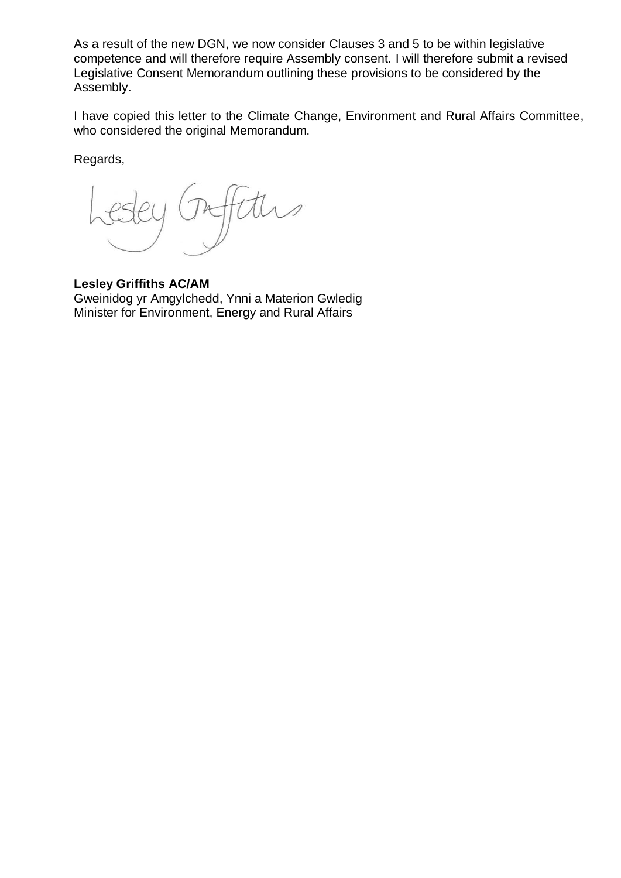As a result of the new DGN, we now consider Clauses 3 and 5 to be within legislative competence and will therefore require Assembly consent. I will therefore submit a revised Legislative Consent Memorandum outlining these provisions to be considered by the Assembly.

I have copied this letter to the Climate Change, Environment and Rural Affairs Committee, who considered the original Memorandum.

Regards,

**Lesley Griffiths AC/AM**
Gweinidog yr Amgylchedd, Ynni a Materion Gwledig
Minister for Environment, Energy and Rural Affairs